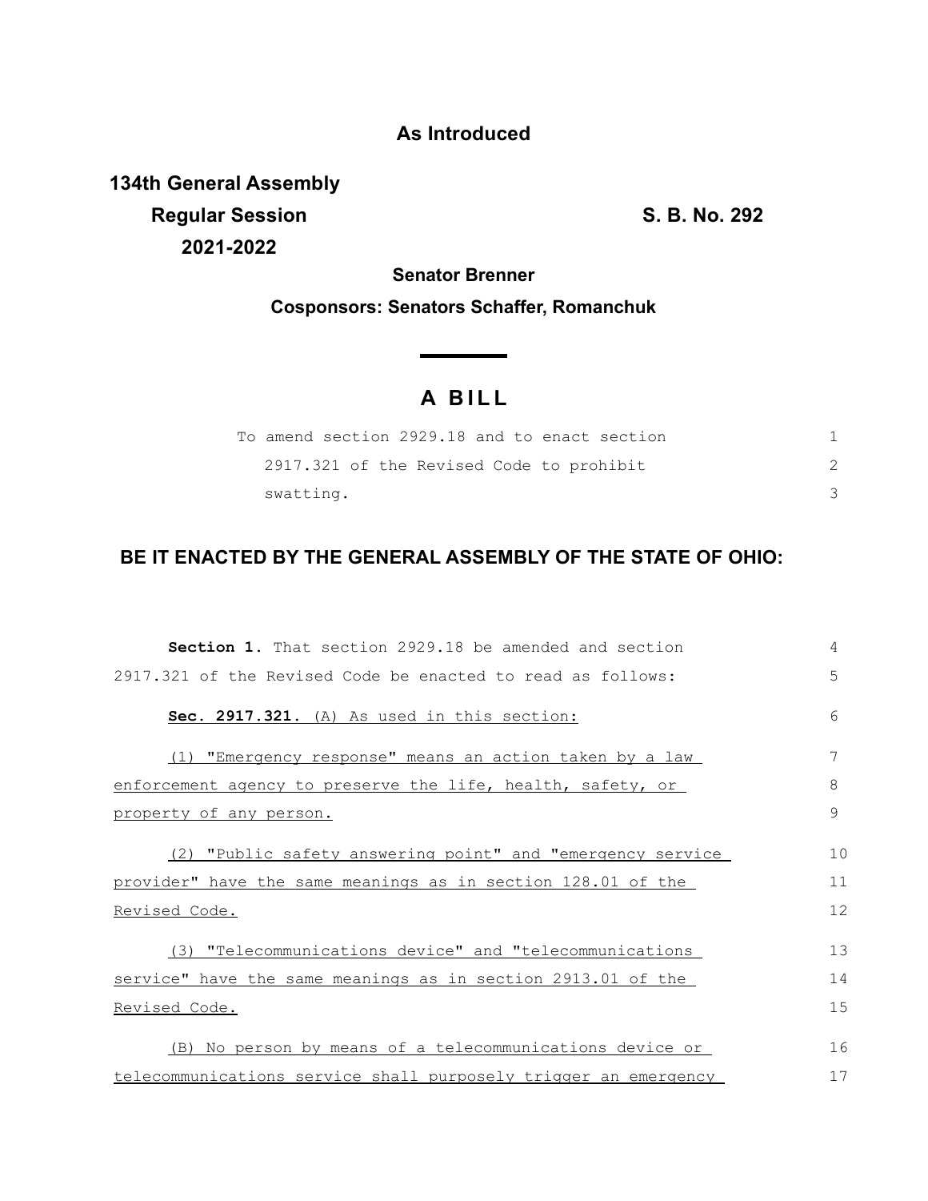**As Introduced**

**134th General Assembly**
**Regular Session** **S. B. No. 292**
**2021-2022**

**Senator Brenner**

**Cosponsors: Senators Schaffer, Romanchuk**

# A BILL

To amend section 2929.18 and to enact section 2917.321 of the Revised Code to prohibit swatting.

## BE IT ENACTED BY THE GENERAL ASSEMBLY OF THE STATE OF OHIO:

**Section 1.** That section 2929.18 be amended and section 2917.321 of the Revised Code be enacted to read as follows:

**Sec. 2917.321.** (A) As used in this section:

(1) "Emergency response" means an action taken by a law enforcement agency to preserve the life, health, safety, or property of any person.

(2) "Public safety answering point" and "emergency service provider" have the same meanings as in section 128.01 of the Revised Code.

(3) "Telecommunications device" and "telecommunications service" have the same meanings as in section 2913.01 of the Revised Code.

(B) No person by means of a telecommunications device or telecommunications service shall purposely trigger an emergency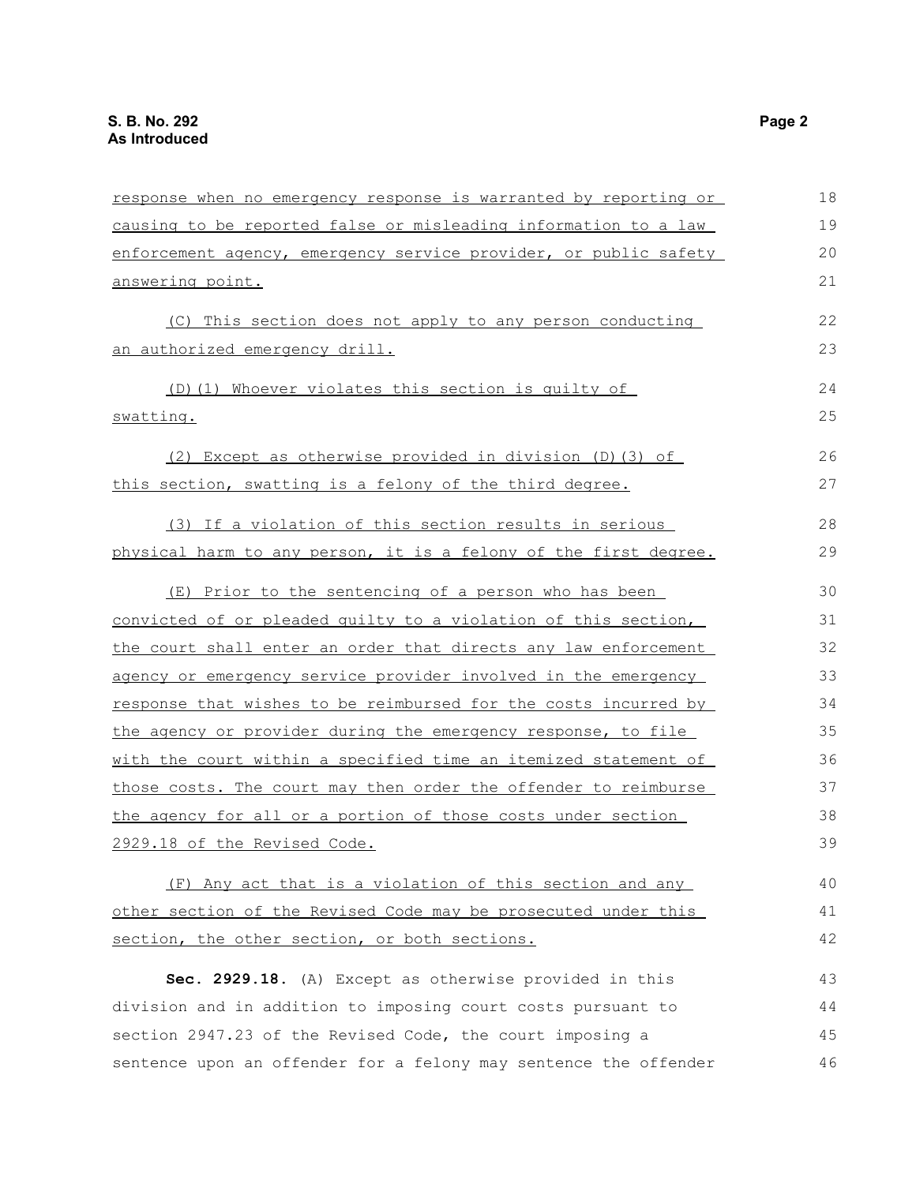response when no emergency response is warranted by reporting or causing to be reported false or misleading information to a law enforcement agency, emergency service provider, or public safety answering point.

(C) This section does not apply to any person conducting an authorized emergency drill.

(D)(1) Whoever violates this section is guilty of swatting.

(2) Except as otherwise provided in division (D)(3) of this section, swatting is a felony of the third degree.

(3) If a violation of this section results in serious physical harm to any person, it is a felony of the first degree.

(E) Prior to the sentencing of a person who has been convicted of or pleaded guilty to a violation of this section, the court shall enter an order that directs any law enforcement agency or emergency service provider involved in the emergency response that wishes to be reimbursed for the costs incurred by the agency or provider during the emergency response, to file with the court within a specified time an itemized statement of those costs. The court may then order the offender to reimburse the agency for all or a portion of those costs under section 2929.18 of the Revised Code.

(F) Any act that is a violation of this section and any other section of the Revised Code may be prosecuted under this section, the other section, or both sections.

**Sec. 2929.18.** (A) Except as otherwise provided in this division and in addition to imposing court costs pursuant to section 2947.23 of the Revised Code, the court imposing a sentence upon an offender for a felony may sentence the offender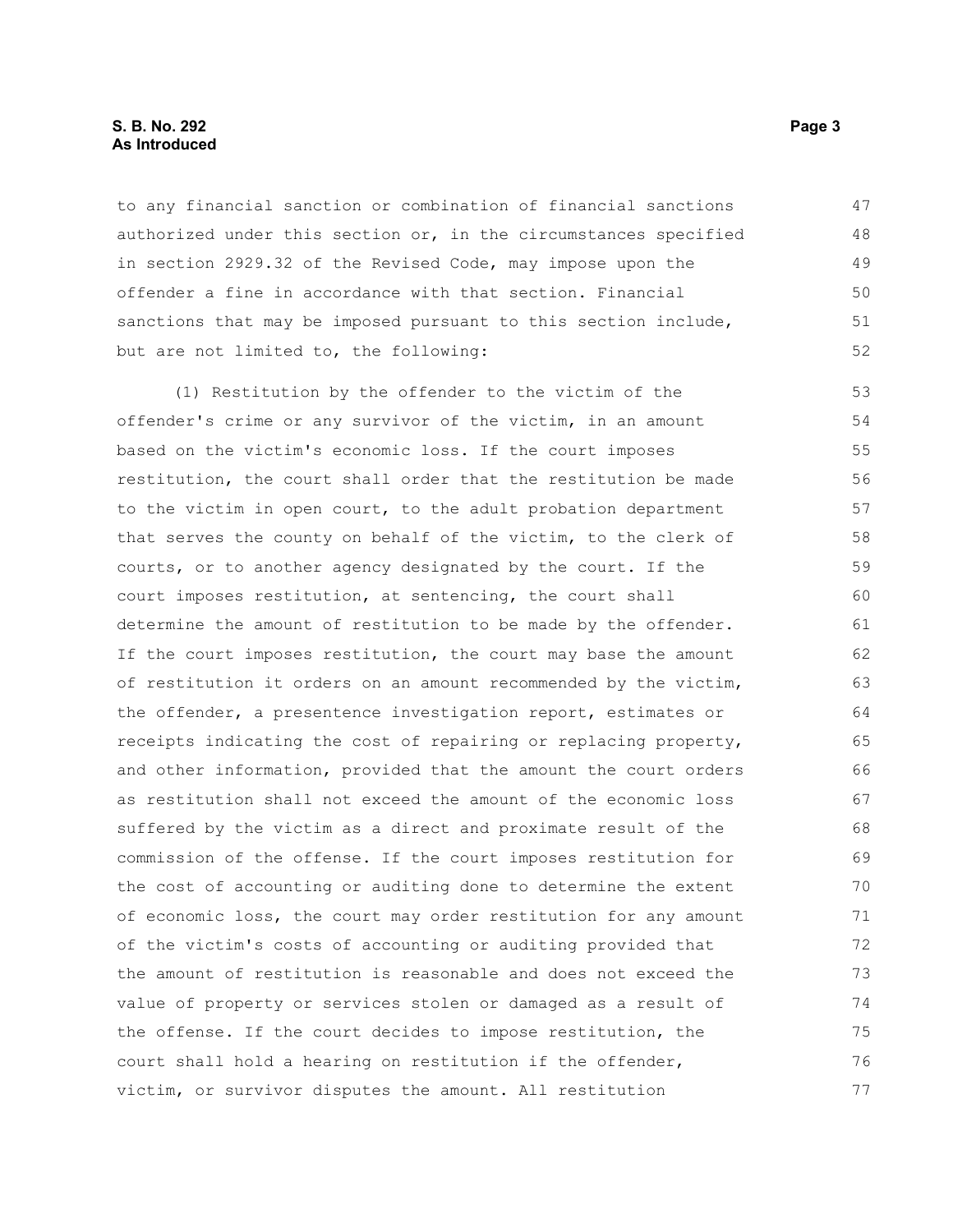to any financial sanction or combination of financial sanctions authorized under this section or, in the circumstances specified in section 2929.32 of the Revised Code, may impose upon the offender a fine in accordance with that section. Financial sanctions that may be imposed pursuant to this section include, but are not limited to, the following:

(1) Restitution by the offender to the victim of the offender's crime or any survivor of the victim, in an amount based on the victim's economic loss. If the court imposes restitution, the court shall order that the restitution be made to the victim in open court, to the adult probation department that serves the county on behalf of the victim, to the clerk of courts, or to another agency designated by the court. If the court imposes restitution, at sentencing, the court shall determine the amount of restitution to be made by the offender. If the court imposes restitution, the court may base the amount of restitution it orders on an amount recommended by the victim, the offender, a presentence investigation report, estimates or receipts indicating the cost of repairing or replacing property, and other information, provided that the amount the court orders as restitution shall not exceed the amount of the economic loss suffered by the victim as a direct and proximate result of the commission of the offense. If the court imposes restitution for the cost of accounting or auditing done to determine the extent of economic loss, the court may order restitution for any amount of the victim's costs of accounting or auditing provided that the amount of restitution is reasonable and does not exceed the value of property or services stolen or damaged as a result of the offense. If the court decides to impose restitution, the court shall hold a hearing on restitution if the offender, victim, or survivor disputes the amount. All restitution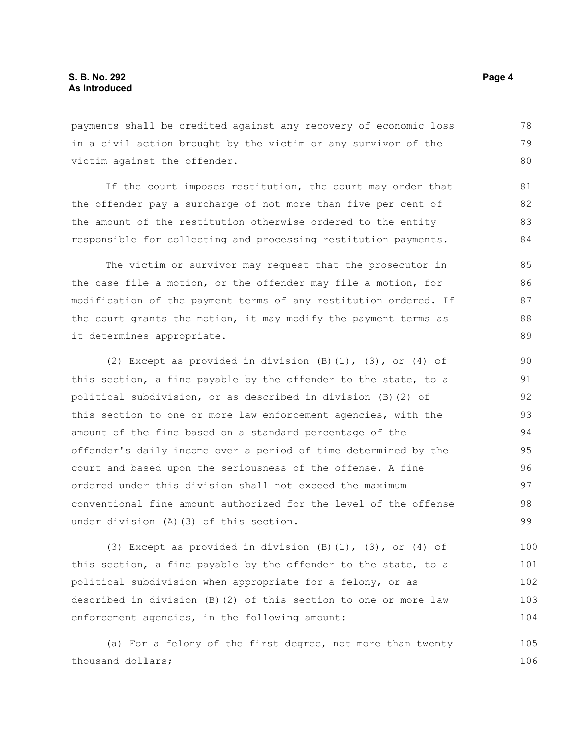payments shall be credited against any recovery of economic loss in a civil action brought by the victim or any survivor of the victim against the offender.

If the court imposes restitution, the court may order that the offender pay a surcharge of not more than five per cent of the amount of the restitution otherwise ordered to the entity responsible for collecting and processing restitution payments.

The victim or survivor may request that the prosecutor in the case file a motion, or the offender may file a motion, for modification of the payment terms of any restitution ordered. If the court grants the motion, it may modify the payment terms as it determines appropriate.

(2) Except as provided in division (B)(1), (3), or (4) of this section, a fine payable by the offender to the state, to a political subdivision, or as described in division (B)(2) of this section to one or more law enforcement agencies, with the amount of the fine based on a standard percentage of the offender's daily income over a period of time determined by the court and based upon the seriousness of the offense. A fine ordered under this division shall not exceed the maximum conventional fine amount authorized for the level of the offense under division (A)(3) of this section.

(3) Except as provided in division (B)(1), (3), or (4) of this section, a fine payable by the offender to the state, to a political subdivision when appropriate for a felony, or as described in division (B)(2) of this section to one or more law enforcement agencies, in the following amount:

(a) For a felony of the first degree, not more than twenty thousand dollars;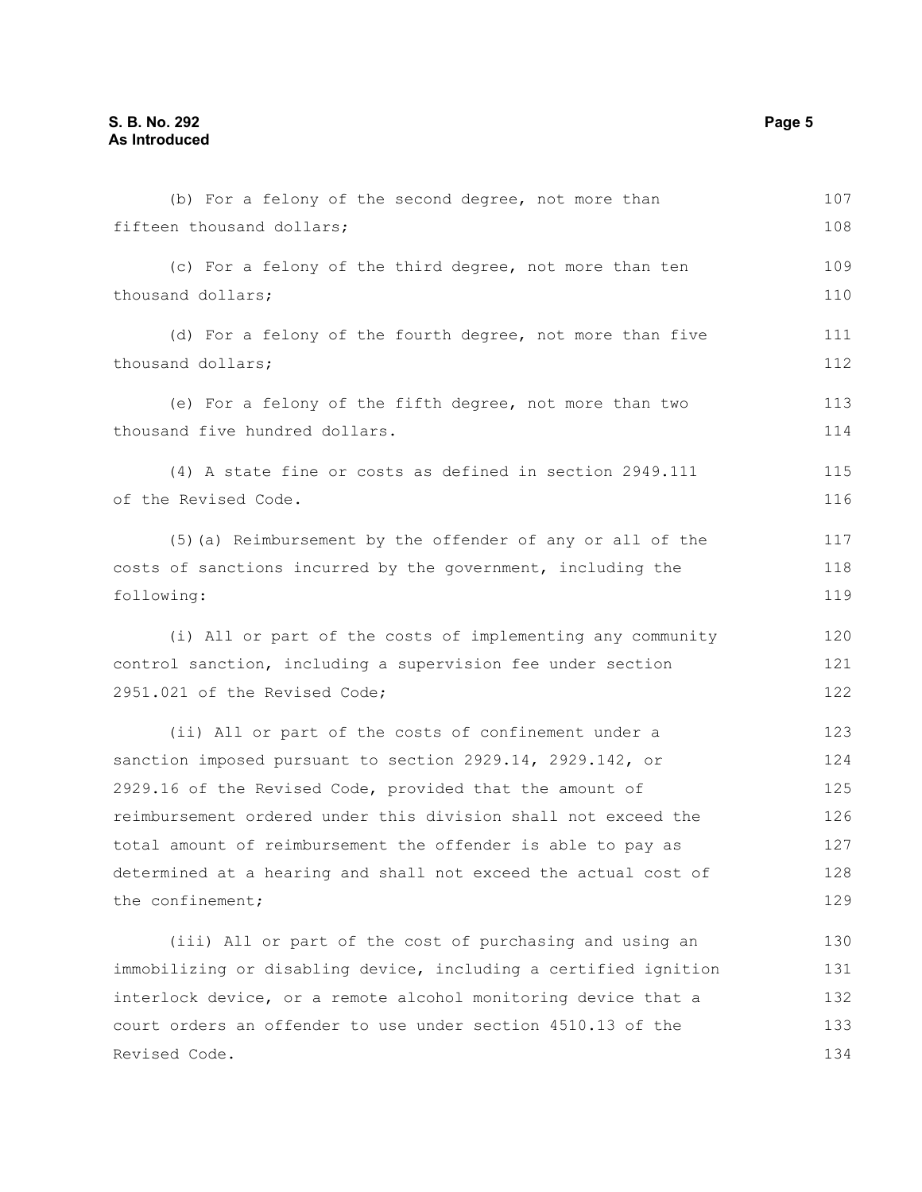(b) For a felony of the second degree, not more than fifteen thousand dollars;

(c) For a felony of the third degree, not more than ten thousand dollars;

(d) For a felony of the fourth degree, not more than five thousand dollars;

(e) For a felony of the fifth degree, not more than two thousand five hundred dollars.

(4) A state fine or costs as defined in section 2949.111 of the Revised Code.

(5)(a) Reimbursement by the offender of any or all of the costs of sanctions incurred by the government, including the following:

(i) All or part of the costs of implementing any community control sanction, including a supervision fee under section 2951.021 of the Revised Code;

(ii) All or part of the costs of confinement under a sanction imposed pursuant to section 2929.14, 2929.142, or 2929.16 of the Revised Code, provided that the amount of reimbursement ordered under this division shall not exceed the total amount of reimbursement the offender is able to pay as determined at a hearing and shall not exceed the actual cost of the confinement;

(iii) All or part of the cost of purchasing and using an immobilizing or disabling device, including a certified ignition interlock device, or a remote alcohol monitoring device that a court orders an offender to use under section 4510.13 of the Revised Code.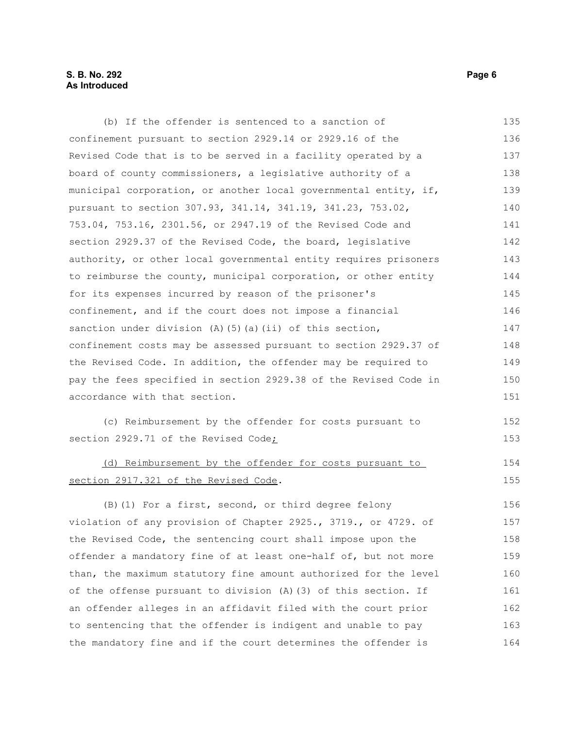(b) If the offender is sentenced to a sanction of confinement pursuant to section 2929.14 or 2929.16 of the Revised Code that is to be served in a facility operated by a board of county commissioners, a legislative authority of a municipal corporation, or another local governmental entity, if, pursuant to section 307.93, 341.14, 341.19, 341.23, 753.02, 753.04, 753.16, 2301.56, or 2947.19 of the Revised Code and section 2929.37 of the Revised Code, the board, legislative authority, or other local governmental entity requires prisoners to reimburse the county, municipal corporation, or other entity for its expenses incurred by reason of the prisoner's confinement, and if the court does not impose a financial sanction under division (A)(5)(a)(ii) of this section, confinement costs may be assessed pursuant to section 2929.37 of the Revised Code. In addition, the offender may be required to pay the fees specified in section 2929.38 of the Revised Code in accordance with that section.

(c) Reimbursement by the offender for costs pursuant to section 2929.71 of the Revised Code;

(d) Reimbursement by the offender for costs pursuant to section 2917.321 of the Revised Code.

(B)(1) For a first, second, or third degree felony violation of any provision of Chapter 2925., 3719., or 4729. of the Revised Code, the sentencing court shall impose upon the offender a mandatory fine of at least one-half of, but not more than, the maximum statutory fine amount authorized for the level of the offense pursuant to division (A)(3) of this section. If an offender alleges in an affidavit filed with the court prior to sentencing that the offender is indigent and unable to pay the mandatory fine and if the court determines the offender is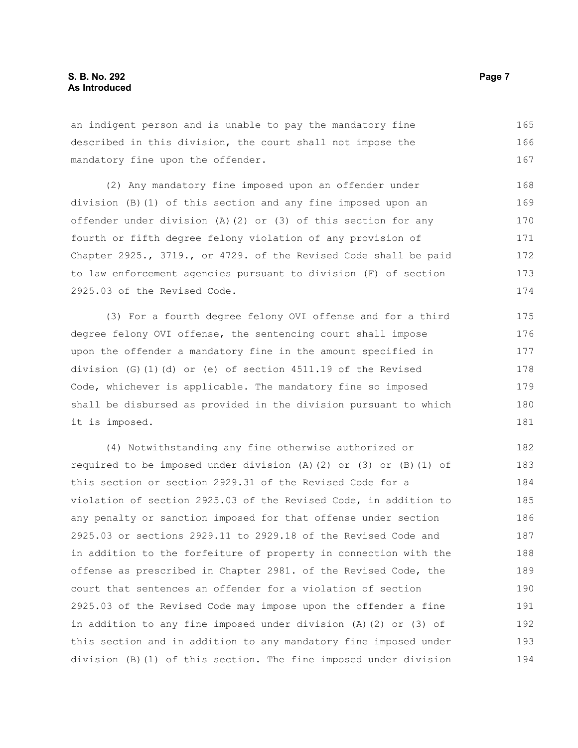an indigent person and is unable to pay the mandatory fine described in this division, the court shall not impose the mandatory fine upon the offender.

(2) Any mandatory fine imposed upon an offender under division (B)(1) of this section and any fine imposed upon an offender under division (A)(2) or (3) of this section for any fourth or fifth degree felony violation of any provision of Chapter 2925., 3719., or 4729. of the Revised Code shall be paid to law enforcement agencies pursuant to division (F) of section 2925.03 of the Revised Code.

(3) For a fourth degree felony OVI offense and for a third degree felony OVI offense, the sentencing court shall impose upon the offender a mandatory fine in the amount specified in division (G)(1)(d) or (e) of section 4511.19 of the Revised Code, whichever is applicable. The mandatory fine so imposed shall be disbursed as provided in the division pursuant to which it is imposed.

(4) Notwithstanding any fine otherwise authorized or required to be imposed under division (A)(2) or (3) or (B)(1) of this section or section 2929.31 of the Revised Code for a violation of section 2925.03 of the Revised Code, in addition to any penalty or sanction imposed for that offense under section 2925.03 or sections 2929.11 to 2929.18 of the Revised Code and in addition to the forfeiture of property in connection with the offense as prescribed in Chapter 2981. of the Revised Code, the court that sentences an offender for a violation of section 2925.03 of the Revised Code may impose upon the offender a fine in addition to any fine imposed under division (A)(2) or (3) of this section and in addition to any mandatory fine imposed under division (B)(1) of this section. The fine imposed under division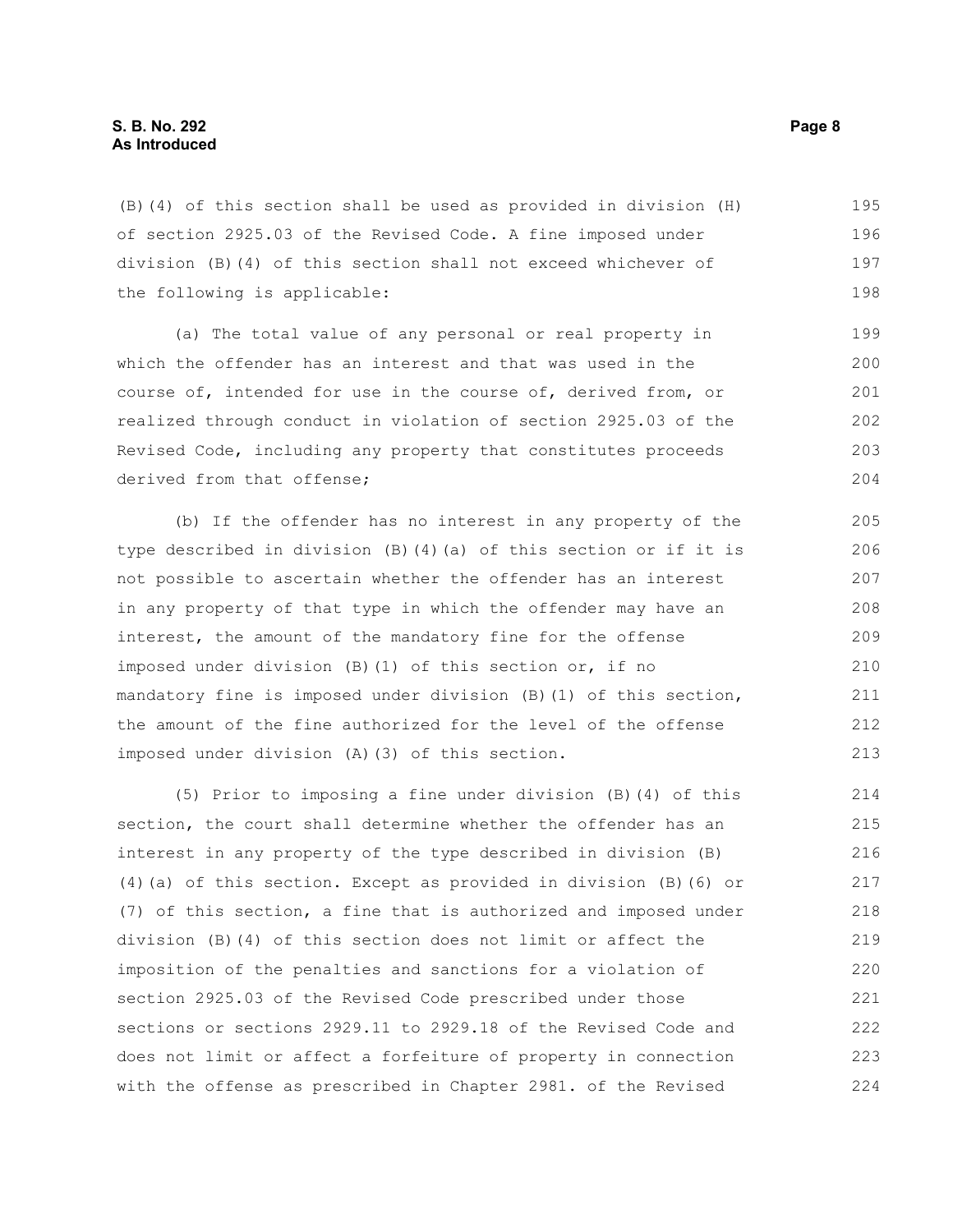(B)(4) of this section shall be used as provided in division (H) of section 2925.03 of the Revised Code. A fine imposed under division (B)(4) of this section shall not exceed whichever of the following is applicable:

(a) The total value of any personal or real property in which the offender has an interest and that was used in the course of, intended for use in the course of, derived from, or realized through conduct in violation of section 2925.03 of the Revised Code, including any property that constitutes proceeds derived from that offense;

(b) If the offender has no interest in any property of the type described in division (B)(4)(a) of this section or if it is not possible to ascertain whether the offender has an interest in any property of that type in which the offender may have an interest, the amount of the mandatory fine for the offense imposed under division (B)(1) of this section or, if no mandatory fine is imposed under division (B)(1) of this section, the amount of the fine authorized for the level of the offense imposed under division (A)(3) of this section.

(5) Prior to imposing a fine under division (B)(4) of this section, the court shall determine whether the offender has an interest in any property of the type described in division (B)(4)(a) of this section. Except as provided in division (B)(6) or (7) of this section, a fine that is authorized and imposed under division (B)(4) of this section does not limit or affect the imposition of the penalties and sanctions for a violation of section 2925.03 of the Revised Code prescribed under those sections or sections 2929.11 to 2929.18 of the Revised Code and does not limit or affect a forfeiture of property in connection with the offense as prescribed in Chapter 2981. of the Revised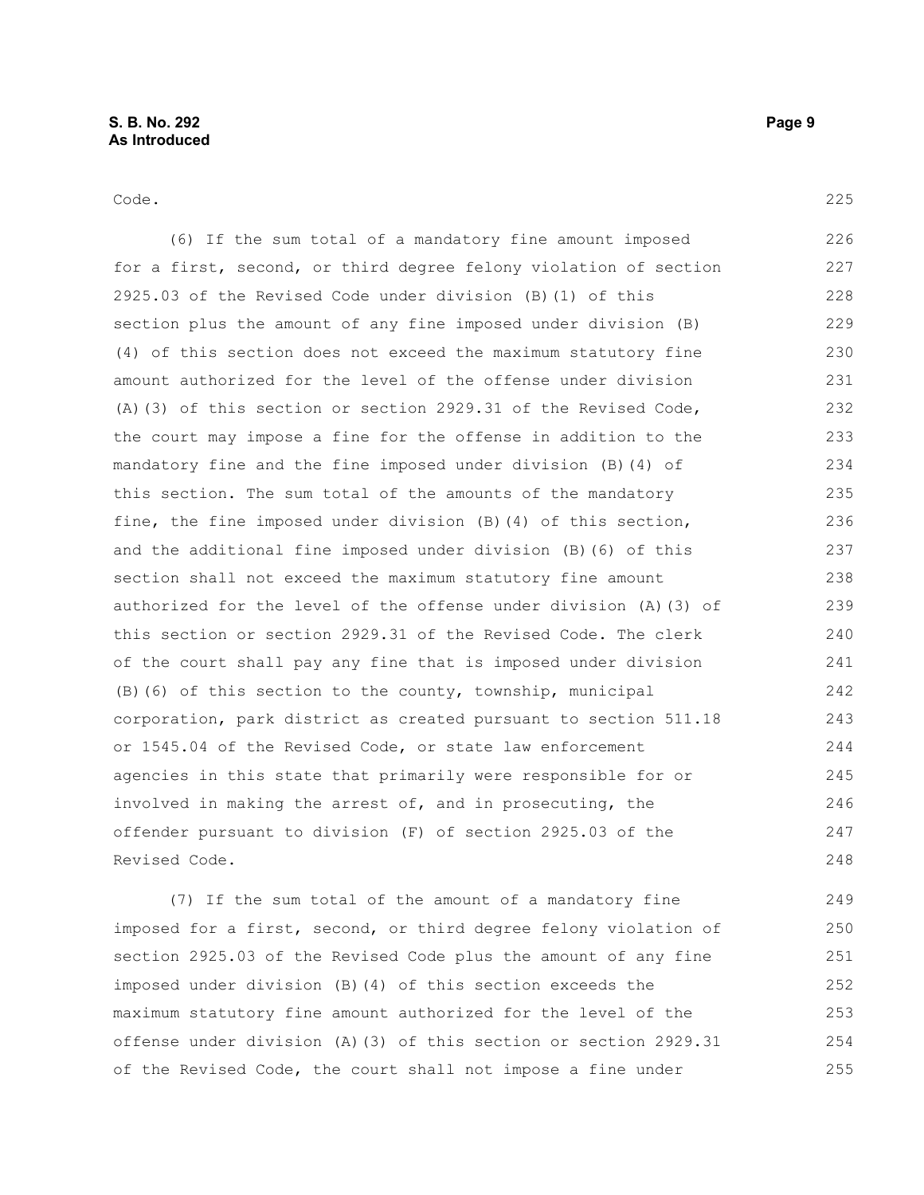Code.

(6) If the sum total of a mandatory fine amount imposed for a first, second, or third degree felony violation of section 2925.03 of the Revised Code under division (B)(1) of this section plus the amount of any fine imposed under division (B)(4) of this section does not exceed the maximum statutory fine amount authorized for the level of the offense under division (A)(3) of this section or section 2929.31 of the Revised Code, the court may impose a fine for the offense in addition to the mandatory fine and the fine imposed under division (B)(4) of this section. The sum total of the amounts of the mandatory fine, the fine imposed under division (B)(4) of this section, and the additional fine imposed under division (B)(6) of this section shall not exceed the maximum statutory fine amount authorized for the level of the offense under division (A)(3) of this section or section 2929.31 of the Revised Code. The clerk of the court shall pay any fine that is imposed under division (B)(6) of this section to the county, township, municipal corporation, park district as created pursuant to section 511.18 or 1545.04 of the Revised Code, or state law enforcement agencies in this state that primarily were responsible for or involved in making the arrest of, and in prosecuting, the offender pursuant to division (F) of section 2925.03 of the Revised Code.

(7) If the sum total of the amount of a mandatory fine imposed for a first, second, or third degree felony violation of section 2925.03 of the Revised Code plus the amount of any fine imposed under division (B)(4) of this section exceeds the maximum statutory fine amount authorized for the level of the offense under division (A)(3) of this section or section 2929.31 of the Revised Code, the court shall not impose a fine under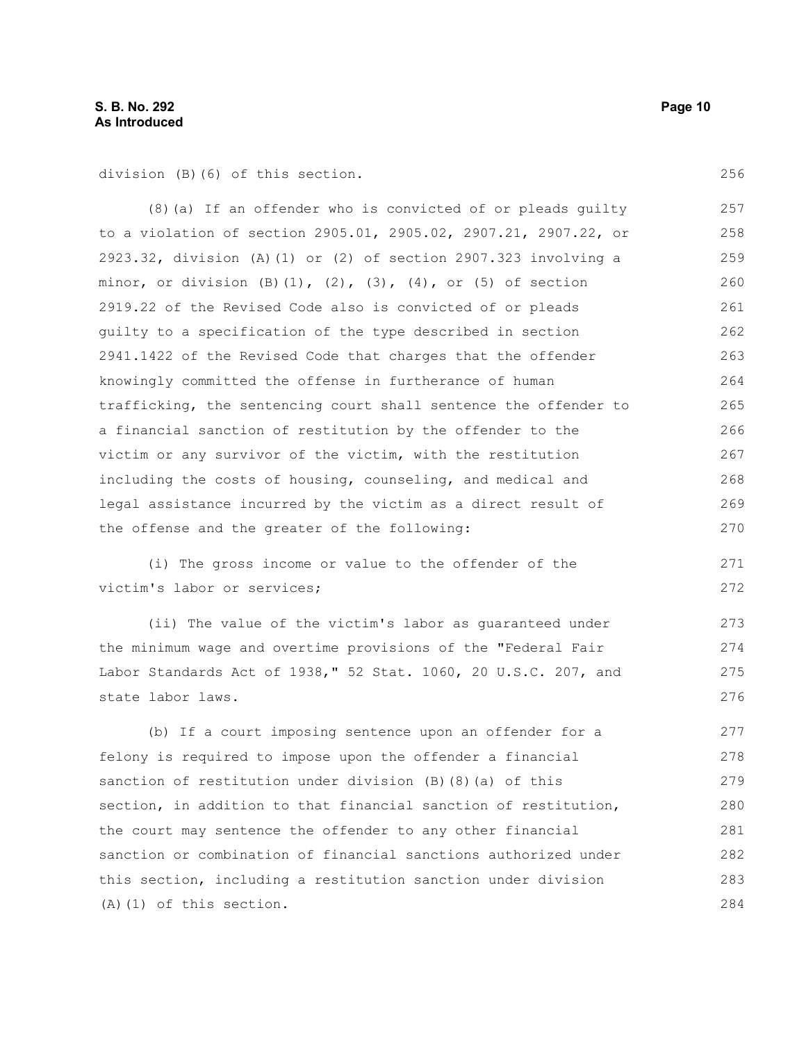division (B)(6) of this section.

(8)(a) If an offender who is convicted of or pleads guilty to a violation of section 2905.01, 2905.02, 2907.21, 2907.22, or 2923.32, division (A)(1) or (2) of section 2907.323 involving a minor, or division (B)(1), (2), (3), (4), or (5) of section 2919.22 of the Revised Code also is convicted of or pleads guilty to a specification of the type described in section 2941.1422 of the Revised Code that charges that the offender knowingly committed the offense in furtherance of human trafficking, the sentencing court shall sentence the offender to a financial sanction of restitution by the offender to the victim or any survivor of the victim, with the restitution including the costs of housing, counseling, and medical and legal assistance incurred by the victim as a direct result of the offense and the greater of the following:

(i) The gross income or value to the offender of the victim's labor or services;

(ii) The value of the victim's labor as guaranteed under the minimum wage and overtime provisions of the "Federal Fair Labor Standards Act of 1938," 52 Stat. 1060, 20 U.S.C. 207, and state labor laws.

(b) If a court imposing sentence upon an offender for a felony is required to impose upon the offender a financial sanction of restitution under division (B)(8)(a) of this section, in addition to that financial sanction of restitution, the court may sentence the offender to any other financial sanction or combination of financial sanctions authorized under this section, including a restitution sanction under division (A)(1) of this section.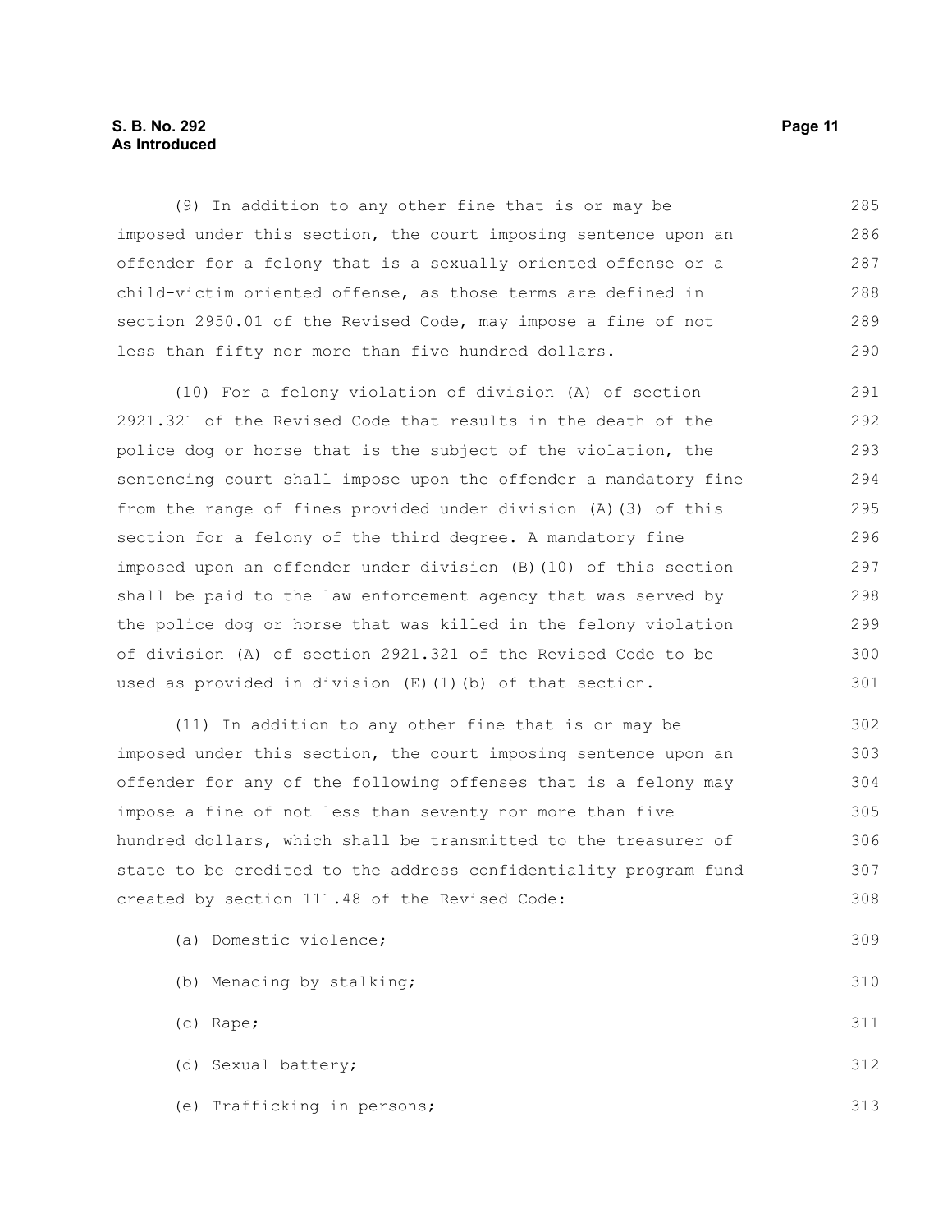(9) In addition to any other fine that is or may be imposed under this section, the court imposing sentence upon an offender for a felony that is a sexually oriented offense or a child-victim oriented offense, as those terms are defined in section 2950.01 of the Revised Code, may impose a fine of not less than fifty nor more than five hundred dollars.

(10) For a felony violation of division (A) of section 2921.321 of the Revised Code that results in the death of the police dog or horse that is the subject of the violation, the sentencing court shall impose upon the offender a mandatory fine from the range of fines provided under division (A)(3) of this section for a felony of the third degree. A mandatory fine imposed upon an offender under division (B)(10) of this section shall be paid to the law enforcement agency that was served by the police dog or horse that was killed in the felony violation of division (A) of section 2921.321 of the Revised Code to be used as provided in division (E)(1)(b) of that section.

(11) In addition to any other fine that is or may be imposed under this section, the court imposing sentence upon an offender for any of the following offenses that is a felony may impose a fine of not less than seventy nor more than five hundred dollars, which shall be transmitted to the treasurer of state to be credited to the address confidentiality program fund created by section 111.48 of the Revised Code:

(a) Domestic violence;

(b) Menacing by stalking;

(c) Rape;

(d) Sexual battery;

(e) Trafficking in persons;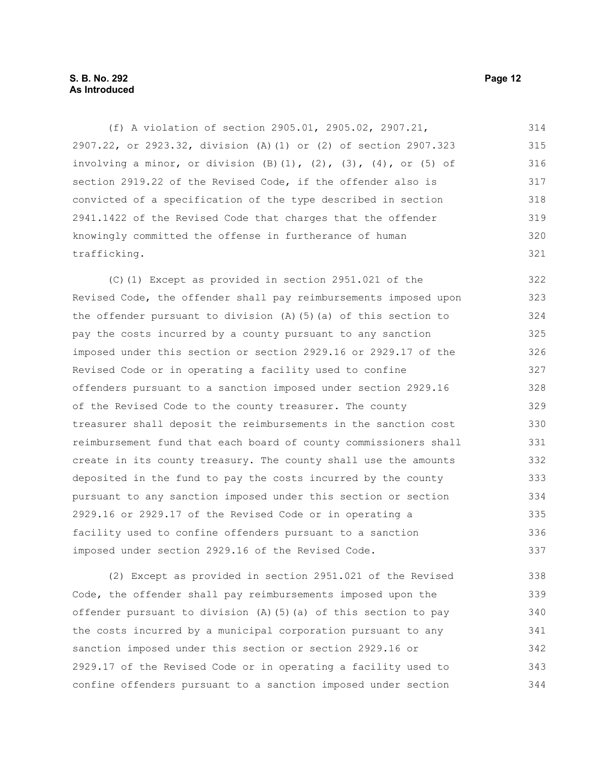(f) A violation of section 2905.01, 2905.02, 2907.21, 2907.22, or 2923.32, division (A)(1) or (2) of section 2907.323 involving a minor, or division (B)(1), (2), (3), (4), or (5) of section 2919.22 of the Revised Code, if the offender also is convicted of a specification of the type described in section 2941.1422 of the Revised Code that charges that the offender knowingly committed the offense in furtherance of human trafficking.

(C)(1) Except as provided in section 2951.021 of the Revised Code, the offender shall pay reimbursements imposed upon the offender pursuant to division (A)(5)(a) of this section to pay the costs incurred by a county pursuant to any sanction imposed under this section or section 2929.16 or 2929.17 of the Revised Code or in operating a facility used to confine offenders pursuant to a sanction imposed under section 2929.16 of the Revised Code to the county treasurer. The county treasurer shall deposit the reimbursements in the sanction cost reimbursement fund that each board of county commissioners shall create in its county treasury. The county shall use the amounts deposited in the fund to pay the costs incurred by the county pursuant to any sanction imposed under this section or section 2929.16 or 2929.17 of the Revised Code or in operating a facility used to confine offenders pursuant to a sanction imposed under section 2929.16 of the Revised Code.

(2) Except as provided in section 2951.021 of the Revised Code, the offender shall pay reimbursements imposed upon the offender pursuant to division (A)(5)(a) of this section to pay the costs incurred by a municipal corporation pursuant to any sanction imposed under this section or section 2929.16 or 2929.17 of the Revised Code or in operating a facility used to confine offenders pursuant to a sanction imposed under section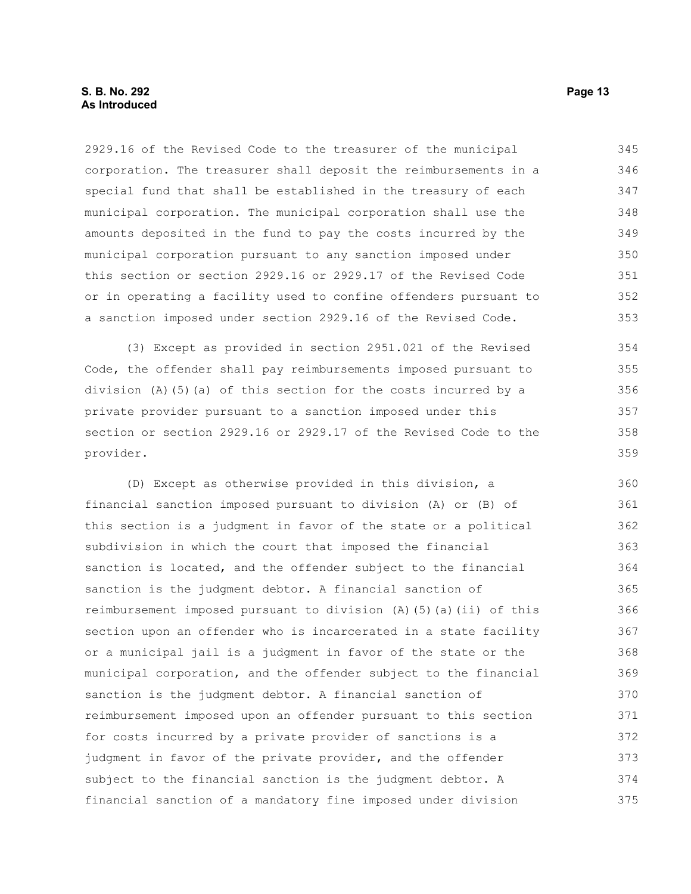2929.16 of the Revised Code to the treasurer of the municipal corporation. The treasurer shall deposit the reimbursements in a special fund that shall be established in the treasury of each municipal corporation. The municipal corporation shall use the amounts deposited in the fund to pay the costs incurred by the municipal corporation pursuant to any sanction imposed under this section or section 2929.16 or 2929.17 of the Revised Code or in operating a facility used to confine offenders pursuant to a sanction imposed under section 2929.16 of the Revised Code.

(3) Except as provided in section 2951.021 of the Revised Code, the offender shall pay reimbursements imposed pursuant to division (A)(5)(a) of this section for the costs incurred by a private provider pursuant to a sanction imposed under this section or section 2929.16 or 2929.17 of the Revised Code to the provider.

(D) Except as otherwise provided in this division, a financial sanction imposed pursuant to division (A) or (B) of this section is a judgment in favor of the state or a political subdivision in which the court that imposed the financial sanction is located, and the offender subject to the financial sanction is the judgment debtor. A financial sanction of reimbursement imposed pursuant to division (A)(5)(a)(ii) of this section upon an offender who is incarcerated in a state facility or a municipal jail is a judgment in favor of the state or the municipal corporation, and the offender subject to the financial sanction is the judgment debtor. A financial sanction of reimbursement imposed upon an offender pursuant to this section for costs incurred by a private provider of sanctions is a judgment in favor of the private provider, and the offender subject to the financial sanction is the judgment debtor. A financial sanction of a mandatory fine imposed under division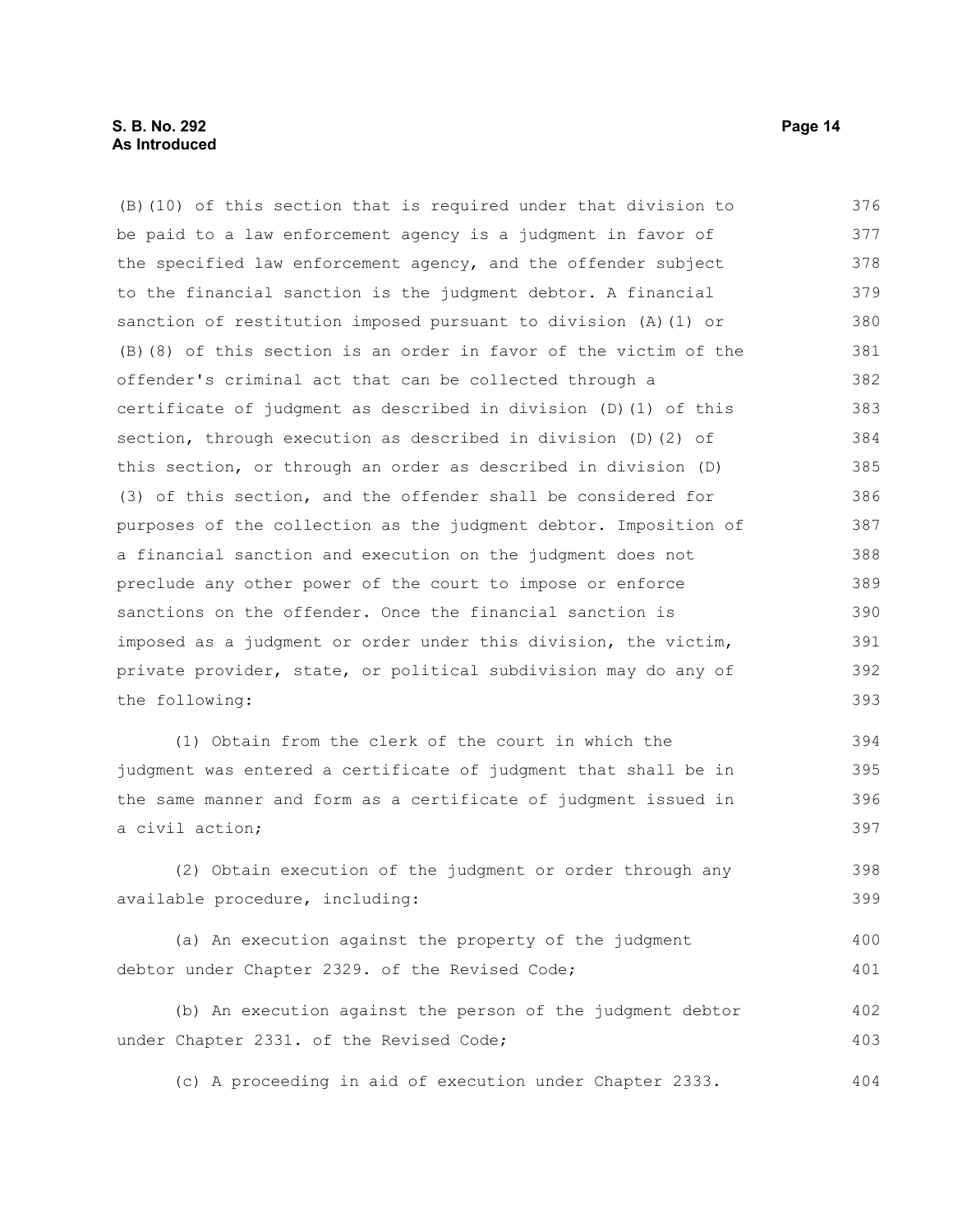(B)(10) of this section that is required under that division to be paid to a law enforcement agency is a judgment in favor of the specified law enforcement agency, and the offender subject to the financial sanction is the judgment debtor. A financial sanction of restitution imposed pursuant to division (A)(1) or (B)(8) of this section is an order in favor of the victim of the offender's criminal act that can be collected through a certificate of judgment as described in division (D)(1) of this section, through execution as described in division (D)(2) of this section, or through an order as described in division (D)(3) of this section, and the offender shall be considered for purposes of the collection as the judgment debtor. Imposition of a financial sanction and execution on the judgment does not preclude any other power of the court to impose or enforce sanctions on the offender. Once the financial sanction is imposed as a judgment or order under this division, the victim, private provider, state, or political subdivision may do any of the following:

(1) Obtain from the clerk of the court in which the judgment was entered a certificate of judgment that shall be in the same manner and form as a certificate of judgment issued in a civil action;

(2) Obtain execution of the judgment or order through any available procedure, including:

(a) An execution against the property of the judgment debtor under Chapter 2329. of the Revised Code;

(b) An execution against the person of the judgment debtor under Chapter 2331. of the Revised Code;

(c) A proceeding in aid of execution under Chapter 2333.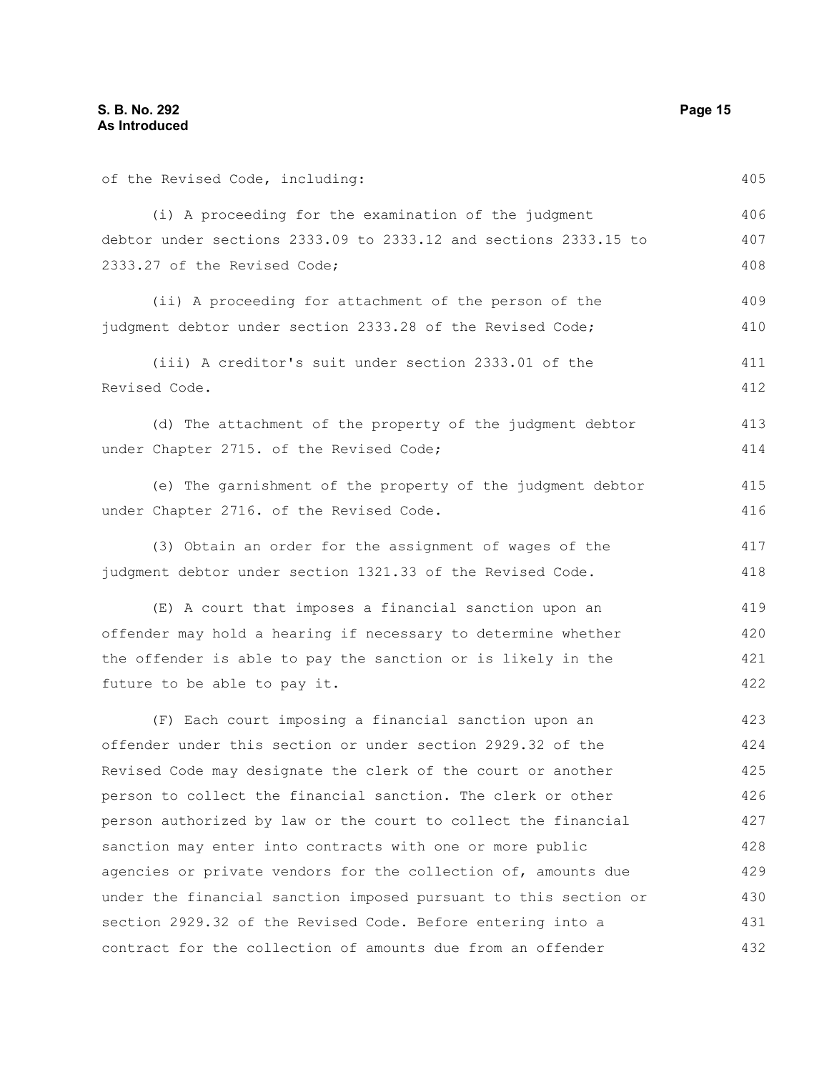of the Revised Code, including:

(i) A proceeding for the examination of the judgment debtor under sections 2333.09 to 2333.12 and sections 2333.15 to 2333.27 of the Revised Code;

(ii) A proceeding for attachment of the person of the judgment debtor under section 2333.28 of the Revised Code;

(iii) A creditor's suit under section 2333.01 of the Revised Code.

(d) The attachment of the property of the judgment debtor under Chapter 2715. of the Revised Code;

(e) The garnishment of the property of the judgment debtor under Chapter 2716. of the Revised Code.

(3) Obtain an order for the assignment of wages of the judgment debtor under section 1321.33 of the Revised Code.

(E) A court that imposes a financial sanction upon an offender may hold a hearing if necessary to determine whether the offender is able to pay the sanction or is likely in the future to be able to pay it.

(F) Each court imposing a financial sanction upon an offender under this section or under section 2929.32 of the Revised Code may designate the clerk of the court or another person to collect the financial sanction. The clerk or other person authorized by law or the court to collect the financial sanction may enter into contracts with one or more public agencies or private vendors for the collection of, amounts due under the financial sanction imposed pursuant to this section or section 2929.32 of the Revised Code. Before entering into a contract for the collection of amounts due from an offender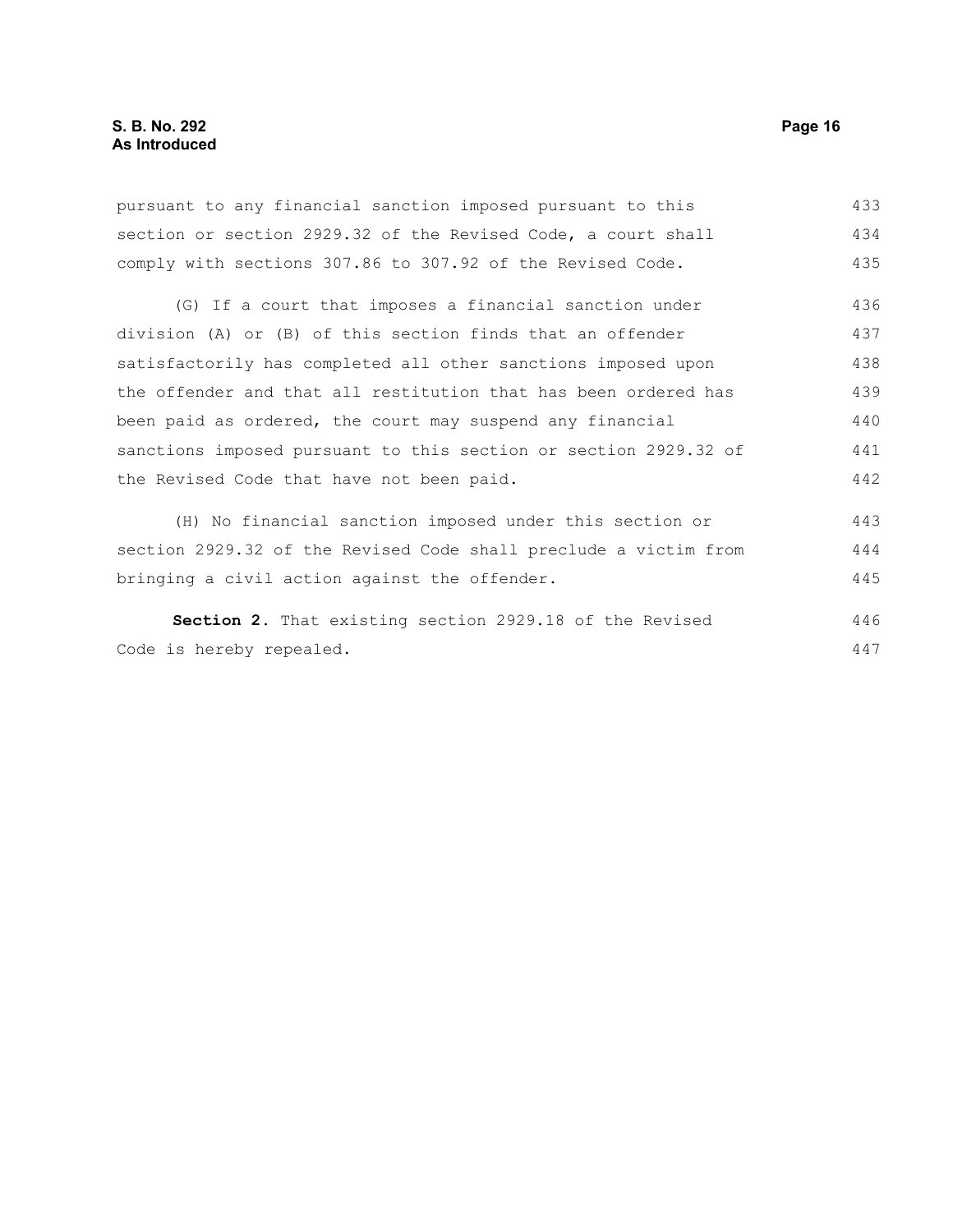pursuant to any financial sanction imposed pursuant to this section or section 2929.32 of the Revised Code, a court shall comply with sections 307.86 to 307.92 of the Revised Code.

(G) If a court that imposes a financial sanction under division (A) or (B) of this section finds that an offender satisfactorily has completed all other sanctions imposed upon the offender and that all restitution that has been ordered has been paid as ordered, the court may suspend any financial sanctions imposed pursuant to this section or section 2929.32 of the Revised Code that have not been paid.

(H) No financial sanction imposed under this section or section 2929.32 of the Revised Code shall preclude a victim from bringing a civil action against the offender.

**Section 2.** That existing section 2929.18 of the Revised Code is hereby repealed.